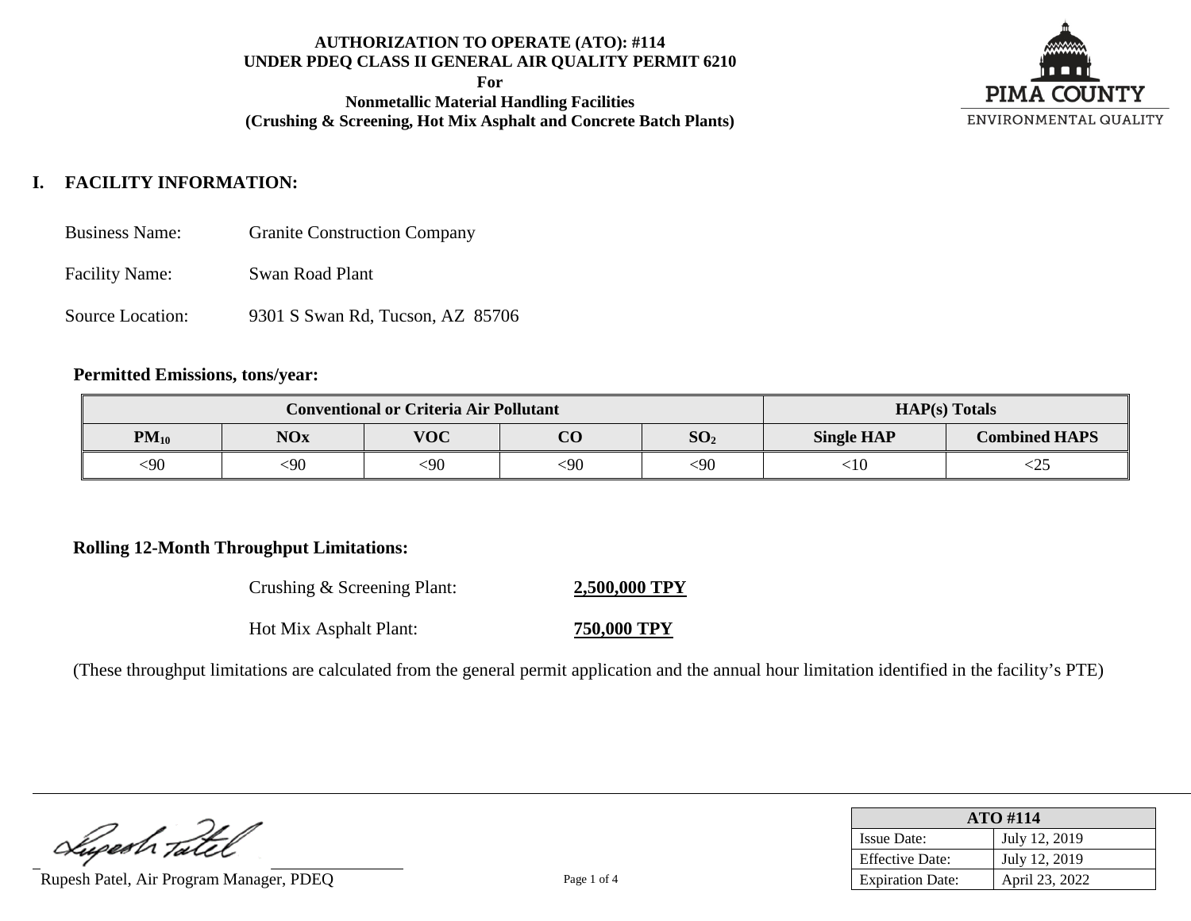**AUTHORIZATION TO OPERATE (ATO): #114**
**UNDER PDEQ CLASS II GENERAL AIR QUALITY PERMIT 6210**
**For**
**Nonmetallic Material Handling Facilities**
**(Crushing & Screening, Hot Mix Asphalt and Concrete Batch Plants)**

PIMA COUNTY
ENVIRONMENTAL QUALITY

## I. FACILITY INFORMATION:

Business Name: Granite Construction Company

Facility Name: Swan Road Plant

Source Location: 9301 S Swan Rd, Tucson, AZ 85706

**Permitted Emissions, tons/year:**

| Conventional or Criteria Air Pollutant | | | | | HAP(s) Totals | |
|---|---|---|---|---|---|---|
| $PM_{10}$ | NOx | VOC | CO | $SO_2$ | Single HAP | Combined HAPS |
| <90 | <90 | <90 | <90 | <90 | <10 | <25 |

**Rolling 12-Month Throughput Limitations:**

Crushing & Screening Plant: **2,500,000 TPY**

Hot Mix Asphalt Plant: **750,000 TPY**

(These throughput limitations are calculated from the general permit application and the annual hour limitation identified in the facility's PTE)

Rupesh Patel, Air Program Manager, PDEQ

| ATO #114 | |
|---|---|
| Issue Date: | July 12, 2019 |
| Effective Date: | July 12, 2019 |
| Expiration Date: | April 23, 2022 |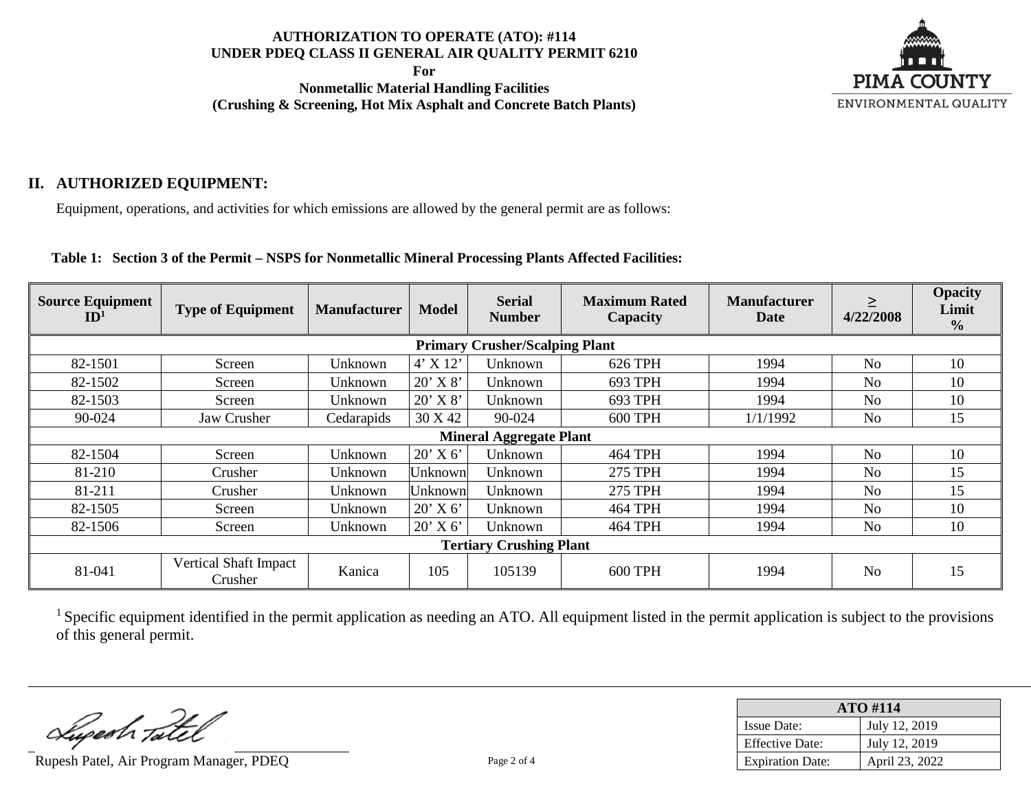**AUTHORIZATION TO OPERATE (ATO): #114**
**UNDER PDEQ CLASS II GENERAL AIR QUALITY PERMIT 6210**
**For**
**Nonmetallic Material Handling Facilities**
**(Crushing & Screening, Hot Mix Asphalt and Concrete Batch Plants)**

## II. AUTHORIZED EQUIPMENT:

Equipment, operations, and activities for which emissions are allowed by the general permit are as follows:

**Table 1: Section 3 of the Permit – NSPS for Nonmetallic Mineral Processing Plants Affected Facilities:**

| Source Equipment ID[1] | Type of Equipment | Manufacturer | Model | Serial Number | Maximum Rated Capacity | Manufacturer Date | ≥ 4/22/2008 | Opacity Limit % |
|---|---|---|---|---|---|---|---|---|
| **Primary Crusher/Scalping Plant** | | | | | | | | |
| 82-1501 | Screen | Unknown | 4' X 12' | Unknown | 626 TPH | 1994 | No | 10 |
| 82-1502 | Screen | Unknown | 20' X 8' | Unknown | 693 TPH | 1994 | No | 10 |
| 82-1503 | Screen | Unknown | 20' X 8' | Unknown | 693 TPH | 1994 | No | 10 |
| 90-024 | Jaw Crusher | Cedarapids | 30 X 42 | 90-024 | 600 TPH | 1/1/1992 | No | 15 |
| **Mineral Aggregate Plant** | | | | | | | | |
| 82-1504 | Screen | Unknown | 20' X 6' | Unknown | 464 TPH | 1994 | No | 10 |
| 81-210 | Crusher | Unknown | Unknown | Unknown | 275 TPH | 1994 | No | 15 |
| 81-211 | Crusher | Unknown | Unknown | Unknown | 275 TPH | 1994 | No | 15 |
| 82-1505 | Screen | Unknown | 20' X 6' | Unknown | 464 TPH | 1994 | No | 10 |
| 82-1506 | Screen | Unknown | 20' X 6' | Unknown | 464 TPH | 1994 | No | 10 |
| **Tertiary Crushing Plant** | | | | | | | | |
| 81-041 | Vertical Shaft Impact Crusher | Kanica | 105 | 105139 | 600 TPH | 1994 | No | 15 |

[1] Specific equipment identified in the permit application as needing an ATO. All equipment listed in the permit application is subject to the provisions of this general permit.

Rupesh Patel, Air Program Manager, PDEQ

| ATO #114 | |
|---|---|
| Issue Date: | July 12, 2019 |
| Effective Date: | July 12, 2019 |
| Expiration Date: | April 23, 2022 |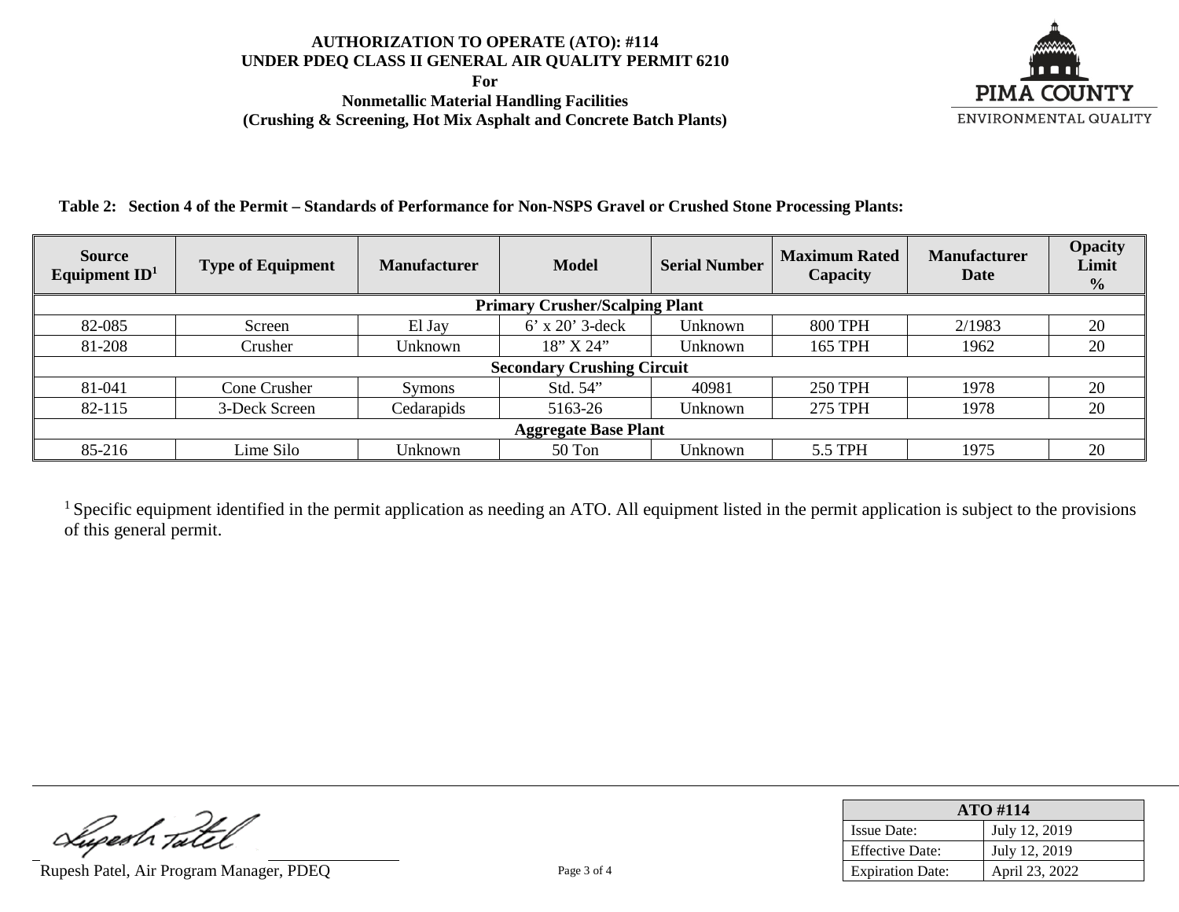**AUTHORIZATION TO OPERATE (ATO): #114**
**UNDER PDEQ CLASS II GENERAL AIR QUALITY PERMIT 6210**
**For**
**Nonmetallic Material Handling Facilities**
**(Crushing & Screening, Hot Mix Asphalt and Concrete Batch Plants)**

PIMA COUNTY
ENVIRONMENTAL QUALITY

**Table 2: Section 4 of the Permit – Standards of Performance for Non-NSPS Gravel or Crushed Stone Processing Plants:**

| Source Equipment ID[1] | Type of Equipment | Manufacturer | Model | Serial Number | Maximum Rated Capacity | Manufacturer Date | Opacity Limit % |
|---|---|---|---|---|---|---|---|
| **Primary Crusher/Scalping Plant** | | | | | | | |
| 82-085 | Screen | El Jay | 6' x 20' 3-deck | Unknown | 800 TPH | 2/1983 | 20 |
| 81-208 | Crusher | Unknown | 18" X 24" | Unknown | 165 TPH | 1962 | 20 |
| **Secondary Crushing Circuit** | | | | | | | |
| 81-041 | Cone Crusher | Symons | Std. 54" | 40981 | 250 TPH | 1978 | 20 |
| 82-115 | 3-Deck Screen | Cedarapids | 5163-26 | Unknown | 275 TPH | 1978 | 20 |
| **Aggregate Base Plant** | | | | | | | |
| 85-216 | Lime Silo | Unknown | 50 Ton | Unknown | 5.5 TPH | 1975 | 20 |

[1] Specific equipment identified in the permit application as needing an ATO. All equipment listed in the permit application is subject to the provisions of this general permit.

Rupesh Patel, Air Program Manager, PDEQ

| ATO #114 | |
|---|---|
| Issue Date: | July 12, 2019 |
| Effective Date: | July 12, 2019 |
| Expiration Date: | April 23, 2022 |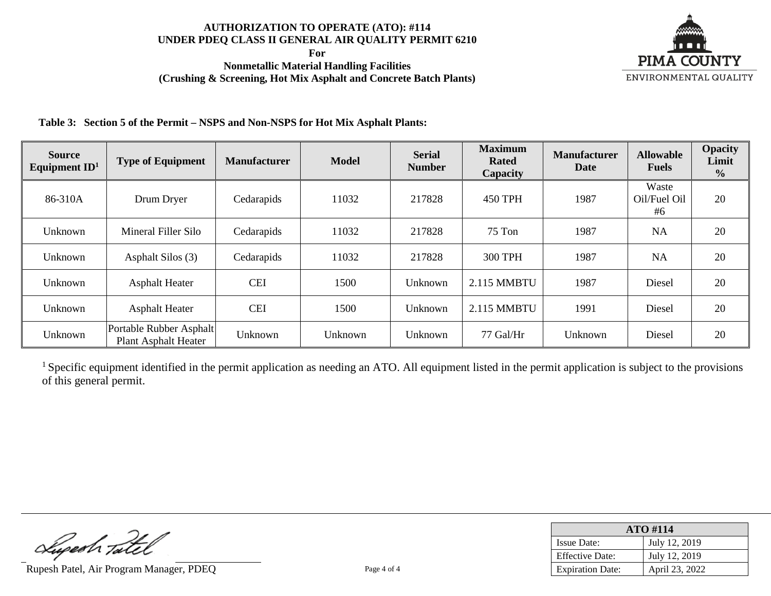**AUTHORIZATION TO OPERATE (ATO): #114**
**UNDER PDEQ CLASS II GENERAL AIR QUALITY PERMIT 6210**
**For**
**Nonmetallic Material Handling Facilities**
**(Crushing & Screening, Hot Mix Asphalt and Concrete Batch Plants)**

PIMA COUNTY
ENVIRONMENTAL QUALITY

**Table 3: Section 5 of the Permit – NSPS and Non-NSPS for Hot Mix Asphalt Plants:**

| Source Equipment ID[1] | Type of Equipment | Manufacturer | Model | Serial Number | Maximum Rated Capacity | Manufacturer Date | Allowable Fuels | Opacity Limit % |
|---|---|---|---|---|---|---|---|---|
| 86-310A | Drum Dryer | Cedarapids | 11032 | 217828 | 450 TPH | 1987 | Waste Oil/Fuel Oil #6 | 20 |
| Unknown | Mineral Filler Silo | Cedarapids | 11032 | 217828 | 75 Ton | 1987 | NA | 20 |
| Unknown | Asphalt Silos (3) | Cedarapids | 11032 | 217828 | 300 TPH | 1987 | NA | 20 |
| Unknown | Asphalt Heater | CEI | 1500 | Unknown | 2.115 MMBTU | 1987 | Diesel | 20 |
| Unknown | Asphalt Heater | CEI | 1500 | Unknown | 2.115 MMBTU | 1991 | Diesel | 20 |
| Unknown | Portable Rubber Asphalt Plant Asphalt Heater | Unknown | Unknown | Unknown | 77 Gal/Hr | Unknown | Diesel | 20 |

[1] Specific equipment identified in the permit application as needing an ATO. All equipment listed in the permit application is subject to the provisions of this general permit.

Rupesh Patel, Air Program Manager, PDEQ

| ATO #114 | |
|---|---|
| Issue Date: | July 12, 2019 |
| Effective Date: | July 12, 2019 |
| Expiration Date: | April 23, 2022 |